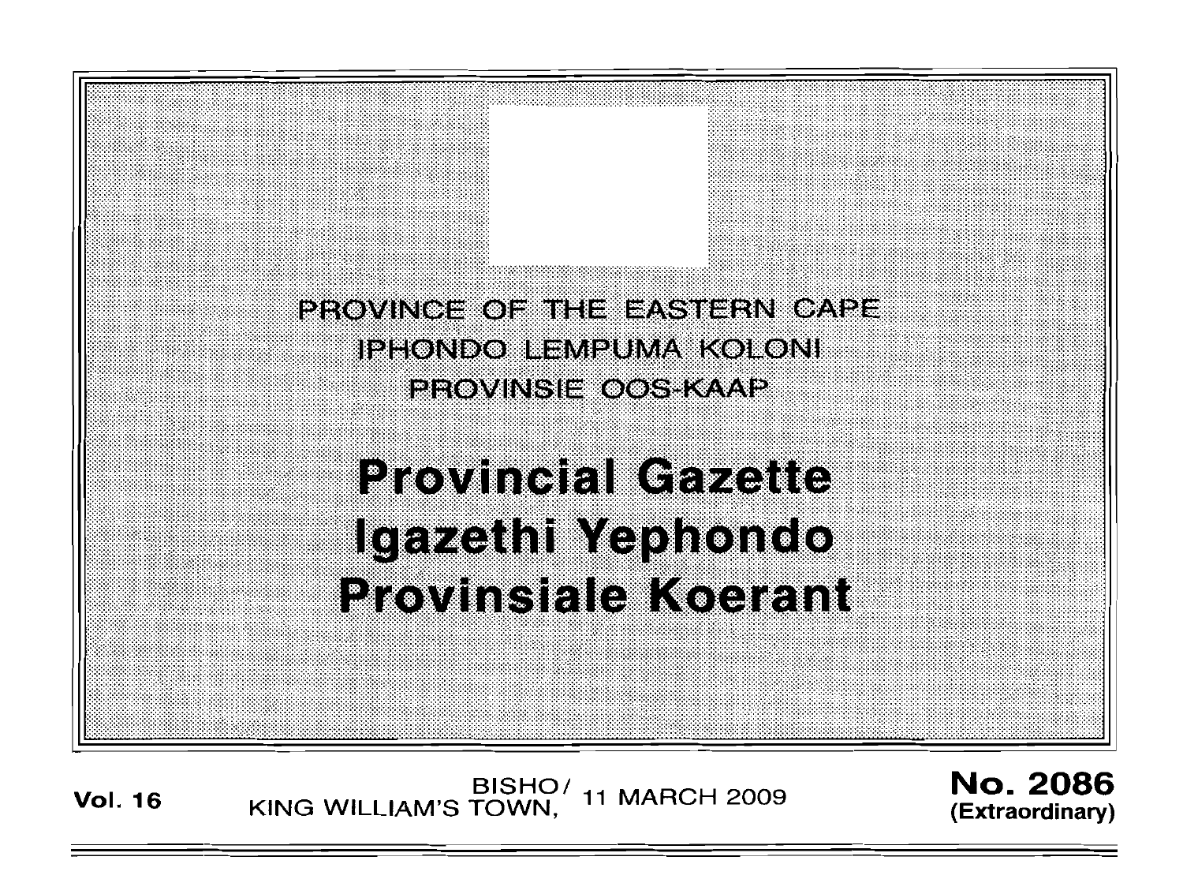PROVINCE OF THE EASTERN CAPE

IPHONDO LEMPUMA KOLONI

PROVINSIE OOS-KAAP

# Provincial Gazette

# Igazethi Yephondo

# Provinsiale Koerant

**Vol. 16** BISHO/ KING WILLIAM'S TOWN, 11 MARCH 2009 **No. 2086 (Extraordinary)**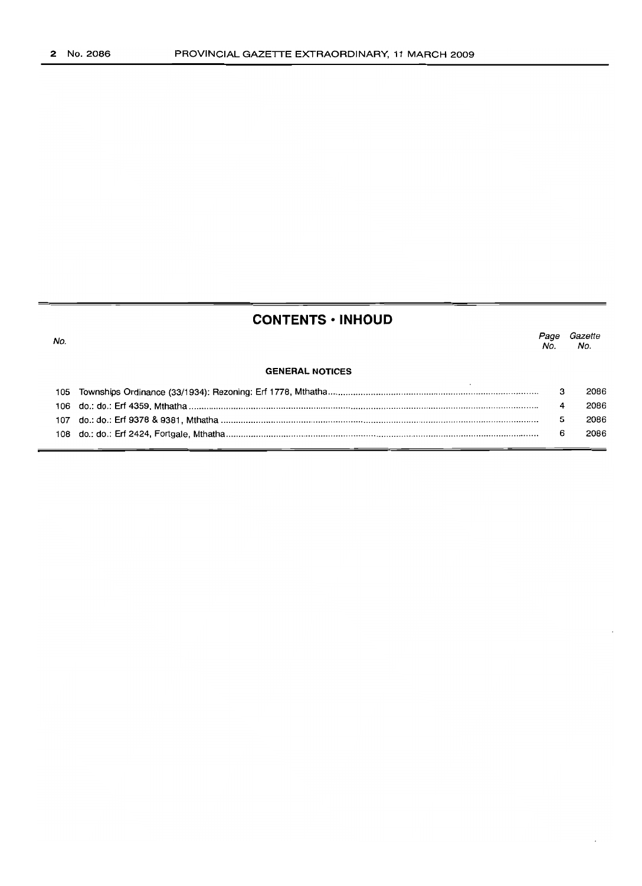## CONTENTS • INHOUD

| No. | | Page No. | Gazette No. |
|---|---|---|---|
| | **GENERAL NOTICES** | | |
| 105 | Townships Ordinance (33/1934): Rezoning: Erf 1778, Mthatha | 3 | 2086 |
| 106 | do.: do.: Erf 4359, Mthatha | 4 | 2086 |
| 107 | do.: do.: Erf 9378 & 9381, Mthatha | 5 | 2086 |
| 108 | do.: do.: Erf 2424, Fortgale, Mthatha | 6 | 2086 |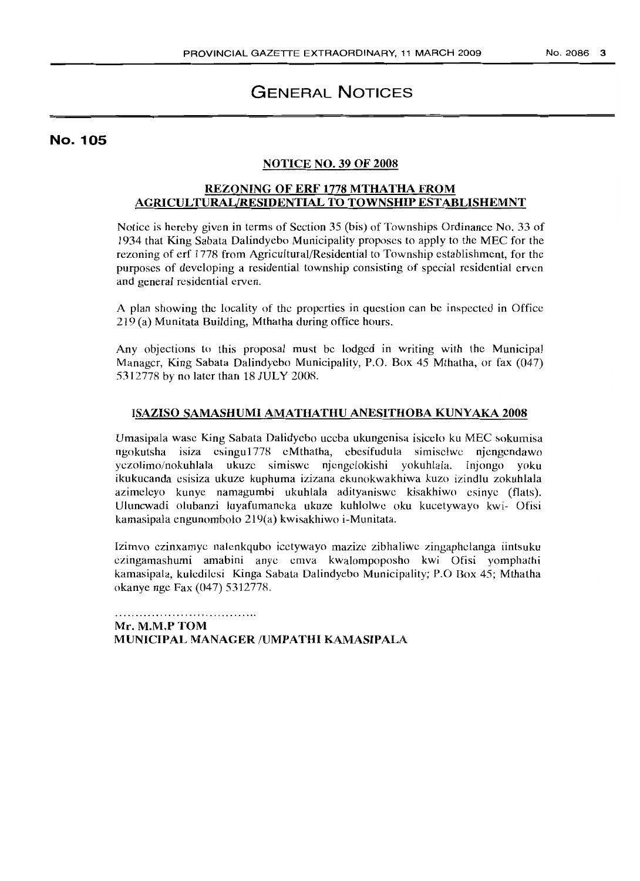# GENERAL NOTICES

## No. 105

### NOTICE NO. 39 OF 2008

### REZONING OF ERF 1778 MTHATHA FROM AGRICULTURAL/RESIDENTIAL TO TOWNSHIP ESTABLISHEMNT

Notice is hereby given in terms of Section 35 (bis) of Townships Ordinance No. 33 of 1934 that King Sabata Dalindyebo Municipality proposes to apply to the MEC for the rezoning of erf 1778 from Agricultural/Residential to Township establishment, for the purposes of developing a residential township consisting of special residential erven and general residential erven.

A plan showing the locality of the properties in question can be inspected in Office 219 (a) Munitata Building, Mthatha during office hours.

Any objections to this proposal must be lodged in writing with the Municipal Manager, King Sabata Dalindyebo Municipality, P.O. Box 45 Mthatha, or fax (047) 5312778 by no later than 18 JULY 2008.

### ISAZISO SAMASHUMI AMATHATHU ANESITHOBA KUNYAKA 2008

Umasipala wase King Sabata Dalidyebo uceba ukungenisa isicelo ku MEC sokumisa ngokutsha isiza esingu1778 eMthatha, ebesifudula simiselwe njengendawo yezolimo/nokuhlala ukuze simiswe njengelokishi yokuhlala. Injongo yoku ikukucanda esisiza ukuze kuphuma izizana ekunokwakhiwa kuzo izindlu zokuhlala azimeleyo kunye namagumbi ukuhlala adityaniswe kisakhiwo esinye (flats). Uluncwadi olubanzi luyafumaneka ukuze kuhlolwe oku kucetywayo kwi- Ofisi kamasipala engunombolo 219(a) kwisakhiwo i-Munitata.

Izimvo ezinxamye nalenkqubo icetywayo mazize zibhaliwe zingaphelanga iintsuku ezingamashumi amabini anye emva kwalompoposho kwi Ofisi yomphathi kamasipala, kuledilesi Kinga Sabata Dalindyebo Municipality; P.O Box 45; Mthatha okanye nge Fax (047) 5312778.

..................................

**Mr. M.M.P TOM**
**MUNICIPAL MANAGER /UMPATHI KAMASIPALA**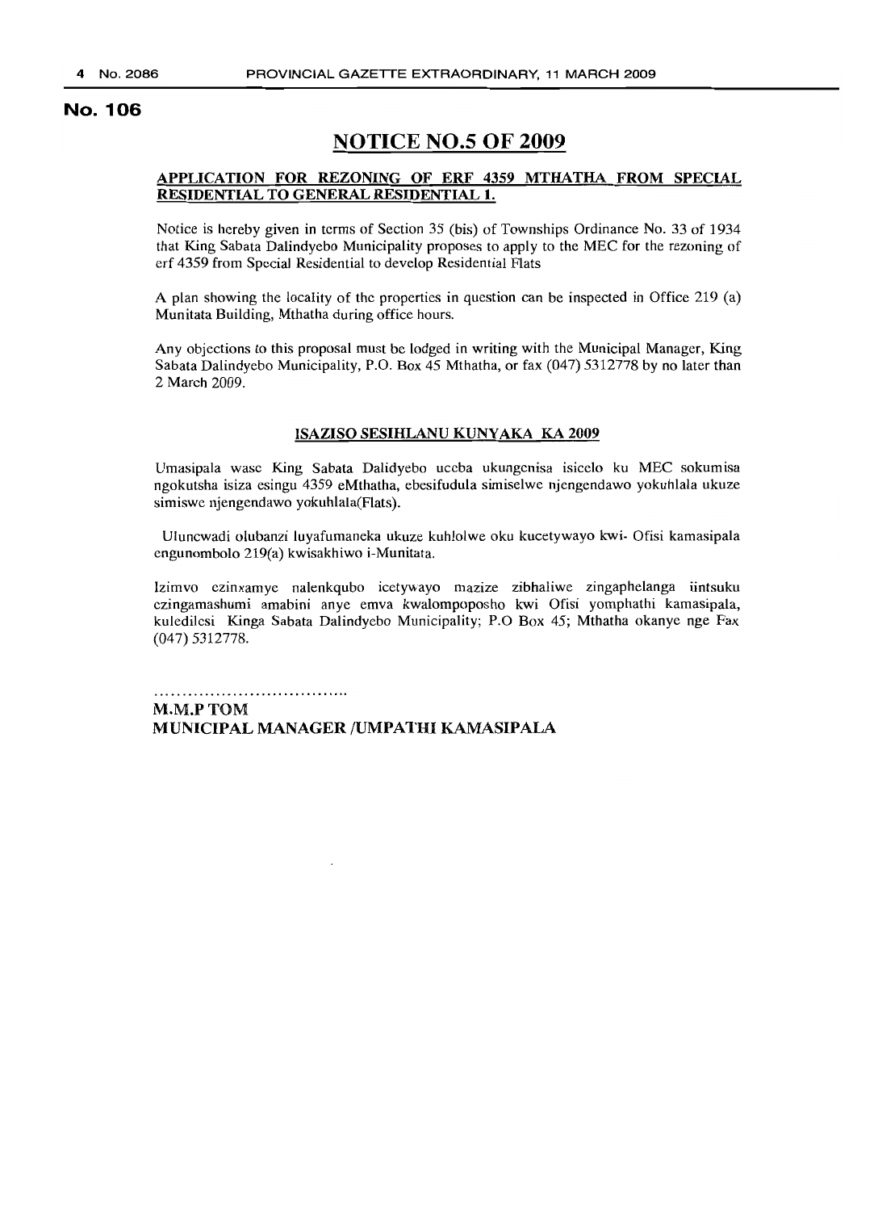**No. 106**

# NOTICE NO.5 OF 2009

**APPLICATION FOR REZONING OF ERF 4359 MTHATHA FROM SPECIAL RESIDENTIAL TO GENERAL RESIDENTIAL 1.**

Notice is hereby given in terms of Section 35 (bis) of Townships Ordinance No. 33 of 1934 that King Sabata Dalindyebo Municipality proposes to apply to the MEC for the rezoning of erf 4359 from Special Residential to develop Residential Flats

A plan showing the locality of the properties in question can be inspected in Office 219 (a) Munitata Building, Mthatha during office hours.

Any objections to this proposal must be lodged in writing with the Municipal Manager, King Sabata Dalindyebo Municipality, P.O. Box 45 Mthatha, or fax (047) 5312778 by no later than 2 March 2009.

**ISAZISO SESIHLANU KUNYAKA KA 2009**

Umasipala wase King Sabata Dalidyebo uceba ukungenisa isicelo ku MEC sokumisa ngokutsha isiza esingu 4359 eMthatha, ebesifudula simiselwe njengendawo yokuhlala ukuze simiswe njengendawo yokuhlala(Flats).

Uluncwadi olubanzi luyafumaneka ukuze kuhlolwe oku kucetywayo kwi- Ofisi kamasipala engunombolo 219(a) kwisakhiwo i-Munitata.

Izimvo ezinxamye nalenkqubo icetywayo mazize zibhaliwe zingaphelanga iintsuku ezingamashumi amabini anye emva kwalompoposho kwi Ofisi yomphathi kamasipala, kuledilesi Kinga Sabata Dalindyebo Municipality; P.O Box 45; Mthatha okanye nge Fax (047) 5312778.

..................................

**M.M.P TOM**
**MUNICIPAL MANAGER /UMPATHI KAMASIPALA**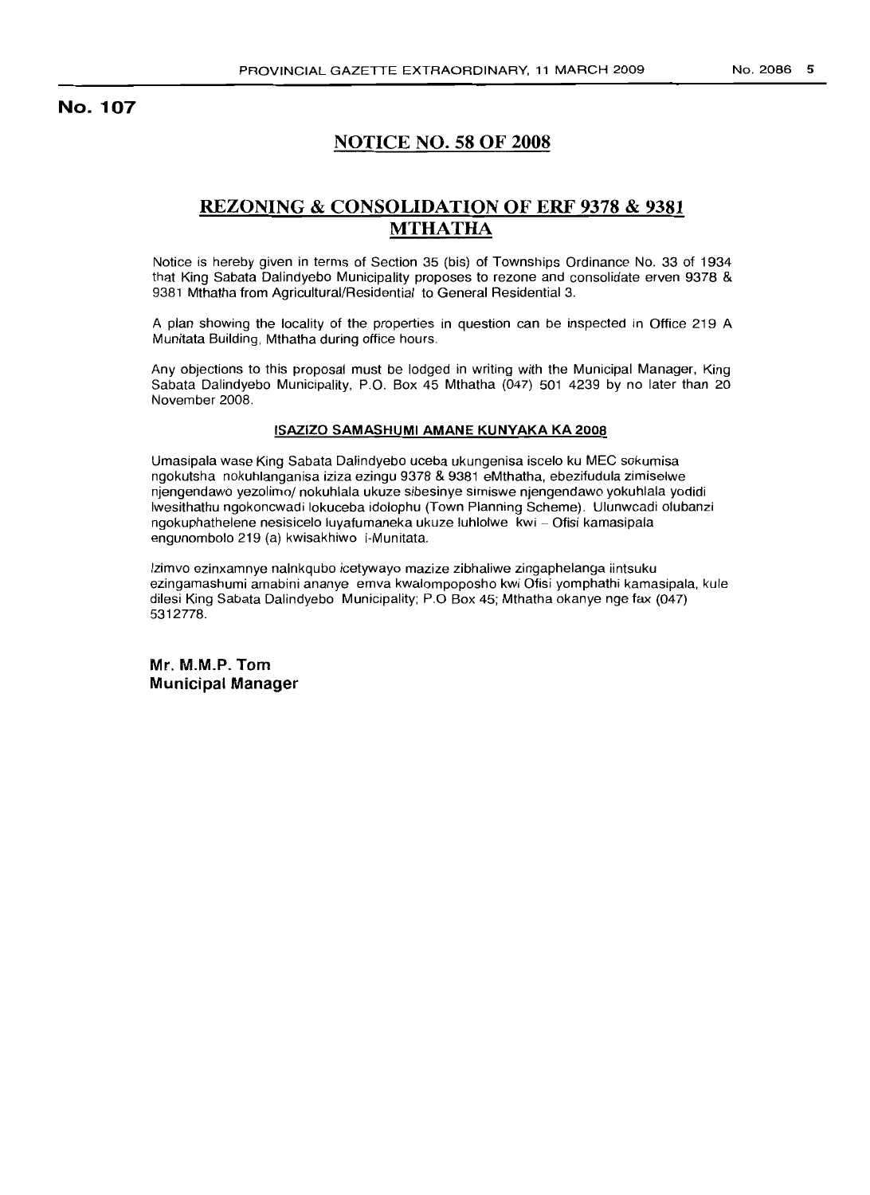**No. 107**

## NOTICE NO. 58 OF 2008

## REZONING & CONSOLIDATION OF ERF 9378 & 9381 MTHATHA

Notice is hereby given in terms of Section 35 (bis) of Townships Ordinance No. 33 of 1934 that King Sabata Dalindyebo Municipality proposes to rezone and consolidate erven 9378 & 9381 Mthatha from Agricultural/Residential to General Residential 3.

A plan showing the locality of the properties in question can be inspected in Office 219 A Munitata Building, Mthatha during office hours.

Any objections to this proposal must be lodged in writing with the Municipal Manager, King Sabata Dalindyebo Municipality, P.O. Box 45 Mthatha (047) 501 4239 by no later than 20 November 2008.

**ISAZIZO SAMASHUMI AMANE KUNYAKA KA 2008**

Umasipala wase King Sabata Dalindyebo uceba ukungenisa isicelo ku MEC sokumisa ngokutsha nokuhlanganisa iziza ezingu 9378 & 9381 eMthatha, ebezifudula zimiselwe njengendawo yezolimo/ nokuhlala ukuze sibesinye simiswe njengendawo yokuhlala yodidi lwesithathu ngokoncwadi lokuceba idolophu (Town Planning Scheme). Ulunwcadi olubanzi ngokuphathelene nesisicelo luyafumaneka ukuze luhlolwe kwi – Ofisi kamasipala engunombolo 219 (a) kwisakhiwo i-Munitata.

Izimvo ezinxamnye nalnkqubo icetywayo mazize zibhaliwe zingaphelanga iintsuku ezingamashumi amabini ananye emva kwalompoposho kwi Ofisi yomphathi kamasipala, kule dilesi King Sabata Dalindyebo Municipality; P.O Box 45; Mthatha okanye nge fax (047) 5312778.

**Mr. M.M.P. Tom**
**Municipal Manager**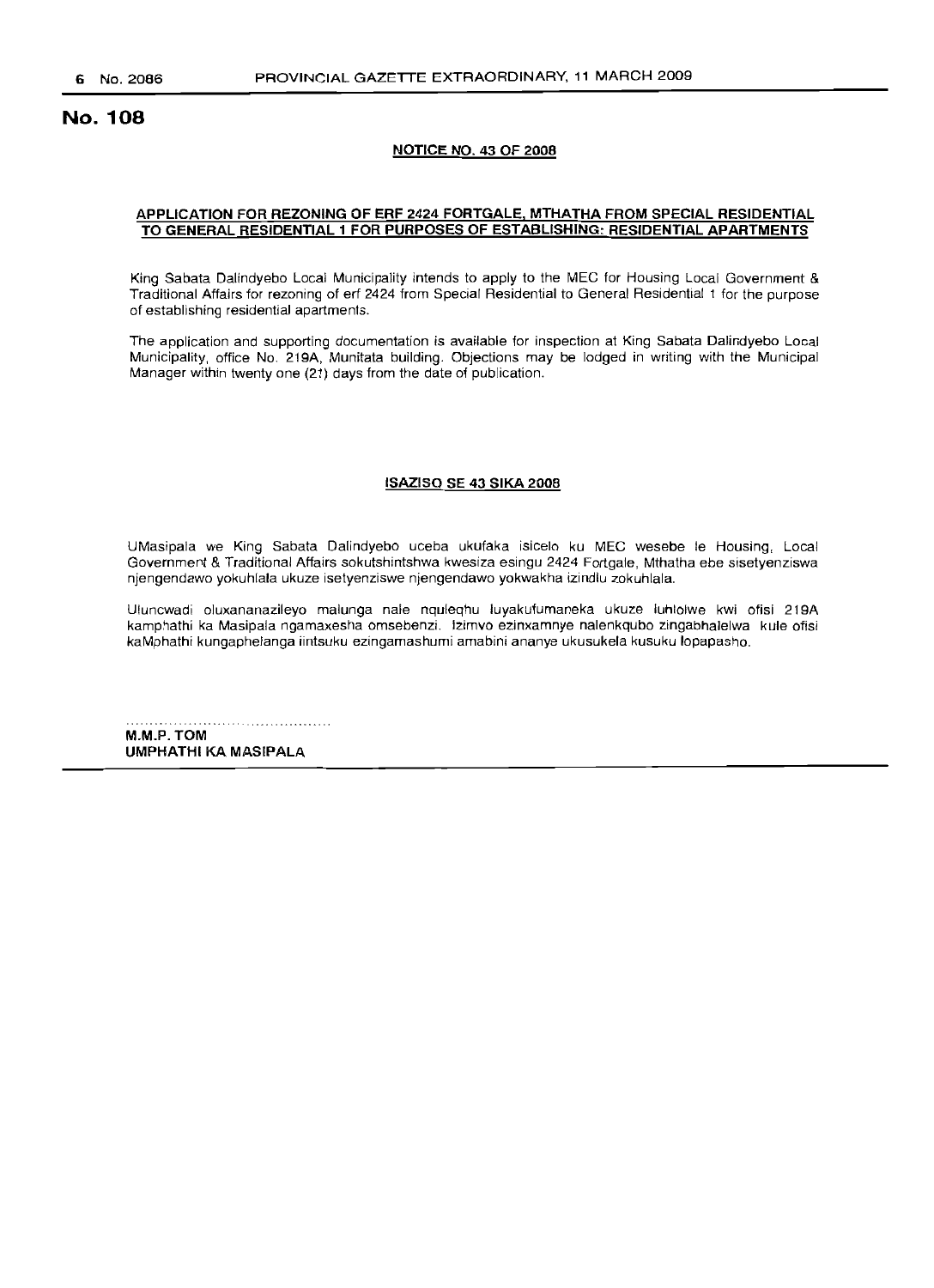# No. 108

**NOTICE NO. 43 OF 2008**

**APPLICATION FOR REZONING OF ERF 2424 FORTGALE, MTHATHA FROM SPECIAL RESIDENTIAL TO GENERAL RESIDENTIAL 1 FOR PURPOSES OF ESTABLISHING: RESIDENTIAL APARTMENTS**

King Sabata Dalindyebo Local Municipality intends to apply to the MEC for Housing Local Government & Traditional Affairs for rezoning of erf 2424 from Special Residential to General Residential 1 for the purpose of establishing residential apartments.

The application and supporting documentation is available for inspection at King Sabata Dalindyebo Local Municipality, office No. 219A, Munitata building. Objections may be lodged in writing with the Municipal Manager within twenty one (21) days from the date of publication.

**ISAZISO SE 43 SIKA 2008**

UMasipala we King Sabata Dalindyebo uceba ukufaka isicelo ku MEC wesebe le Housing, Local Government & Traditional Affairs sokutshintshwa kwesiza esingu 2424 Fortgale, Mthatha ebe sisetyenziswa njengendawo yokuhlala ukuze isetyenziswe njengendawo yokwakha izindlu zokuhlala.

Uluncwadi oluxananazileyo malunga nale nquleqhu luyakufumaneka ukuze luhlolwe kwi ofisi 219A kamphathi ka Masipala ngamaxesha omsebenzi. Izimvo ezinxamnye nalenkqubo zingabhalelwa kule ofisi kaMphathi kungaphelanga iintsuku ezingamashumi amabini ananye ukusukela kusuku lopapasho.

..........................................

**M.M.P. TOM**
**UMPHATHI KA MASIPALA**